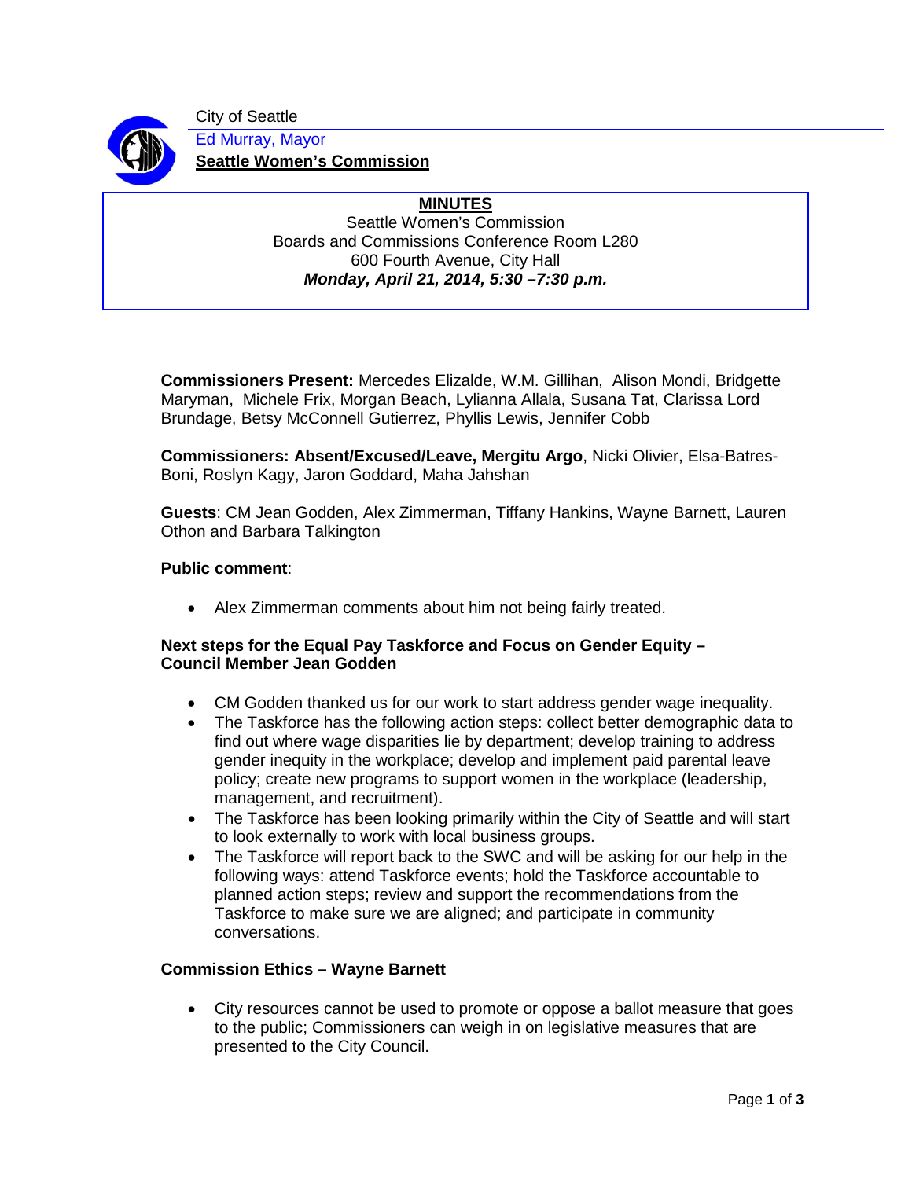City of Seattle

Ed Murray, Mayor

**Seattle Women's Commission**

# MINUTES

Seattle Women's Commission
Boards and Commissions Conference Room L280
600 Fourth Avenue, City Hall
***Monday, April 21, 2014, 5:30 –7:30 p.m.***

**Commissioners Present:** Mercedes Elizalde, W.M. Gillihan, Alison Mondi, Bridgette Maryman, Michele Frix, Morgan Beach, Lylianna Allala, Susana Tat, Clarissa Lord Brundage, Betsy McConnell Gutierrez, Phyllis Lewis, Jennifer Cobb

**Commissioners: Absent/Excused/Leave, Mergitu Argo**, Nicki Olivier, Elsa-Batres-Boni, Roslyn Kagy, Jaron Goddard, Maha Jahshan

**Guests**: CM Jean Godden, Alex Zimmerman, Tiffany Hankins, Wayne Barnett, Lauren Othon and Barbara Talkington

**Public comment**:

- Alex Zimmerman comments about him not being fairly treated.

**Next steps for the Equal Pay Taskforce and Focus on Gender Equity – Council Member Jean Godden**

- CM Godden thanked us for our work to start address gender wage inequality.
- The Taskforce has the following action steps: collect better demographic data to find out where wage disparities lie by department; develop training to address gender inequity in the workplace; develop and implement paid parental leave policy; create new programs to support women in the workplace (leadership, management, and recruitment).
- The Taskforce has been looking primarily within the City of Seattle and will start to look externally to work with local business groups.
- The Taskforce will report back to the SWC and will be asking for our help in the following ways: attend Taskforce events; hold the Taskforce accountable to planned action steps; review and support the recommendations from the Taskforce to make sure we are aligned; and participate in community conversations.

**Commission Ethics – Wayne Barnett**

- City resources cannot be used to promote or oppose a ballot measure that goes to the public; Commissioners can weigh in on legislative measures that are presented to the City Council.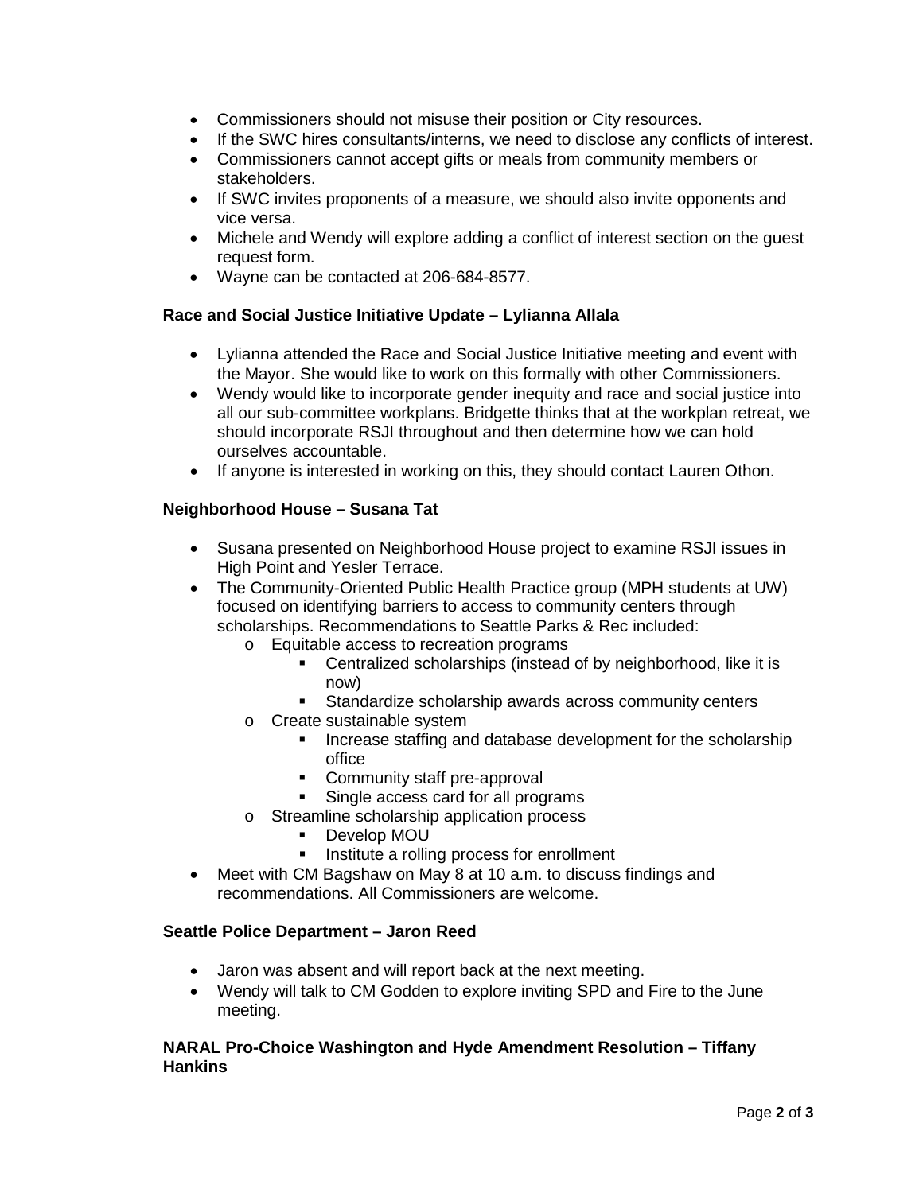- Commissioners should not misuse their position or City resources.
- If the SWC hires consultants/interns, we need to disclose any conflicts of interest.
- Commissioners cannot accept gifts or meals from community members or stakeholders.
- If SWC invites proponents of a measure, we should also invite opponents and vice versa.
- Michele and Wendy will explore adding a conflict of interest section on the guest request form.
- Wayne can be contacted at 206-684-8577.

**Race and Social Justice Initiative Update – Lylianna Allala**

- Lylianna attended the Race and Social Justice Initiative meeting and event with the Mayor. She would like to work on this formally with other Commissioners.
- Wendy would like to incorporate gender inequity and race and social justice into all our sub-committee workplans. Bridgette thinks that at the workplan retreat, we should incorporate RSJI throughout and then determine how we can hold ourselves accountable.
- If anyone is interested in working on this, they should contact Lauren Othon.

**Neighborhood House – Susana Tat**

- Susana presented on Neighborhood House project to examine RSJI issues in High Point and Yesler Terrace.
- The Community-Oriented Public Health Practice group (MPH students at UW) focused on identifying barriers to access to community centers through scholarships. Recommendations to Seattle Parks & Rec included:
  - Equitable access to recreation programs
    - Centralized scholarships (instead of by neighborhood, like it is now)
    - Standardize scholarship awards across community centers
  - Create sustainable system
    - Increase staffing and database development for the scholarship office
    - Community staff pre-approval
    - Single access card for all programs
  - Streamline scholarship application process
    - Develop MOU
    - Institute a rolling process for enrollment
- Meet with CM Bagshaw on May 8 at 10 a.m. to discuss findings and recommendations. All Commissioners are welcome.

**Seattle Police Department – Jaron Reed**

- Jaron was absent and will report back at the next meeting.
- Wendy will talk to CM Godden to explore inviting SPD and Fire to the June meeting.

**NARAL Pro-Choice Washington and Hyde Amendment Resolution – Tiffany Hankins**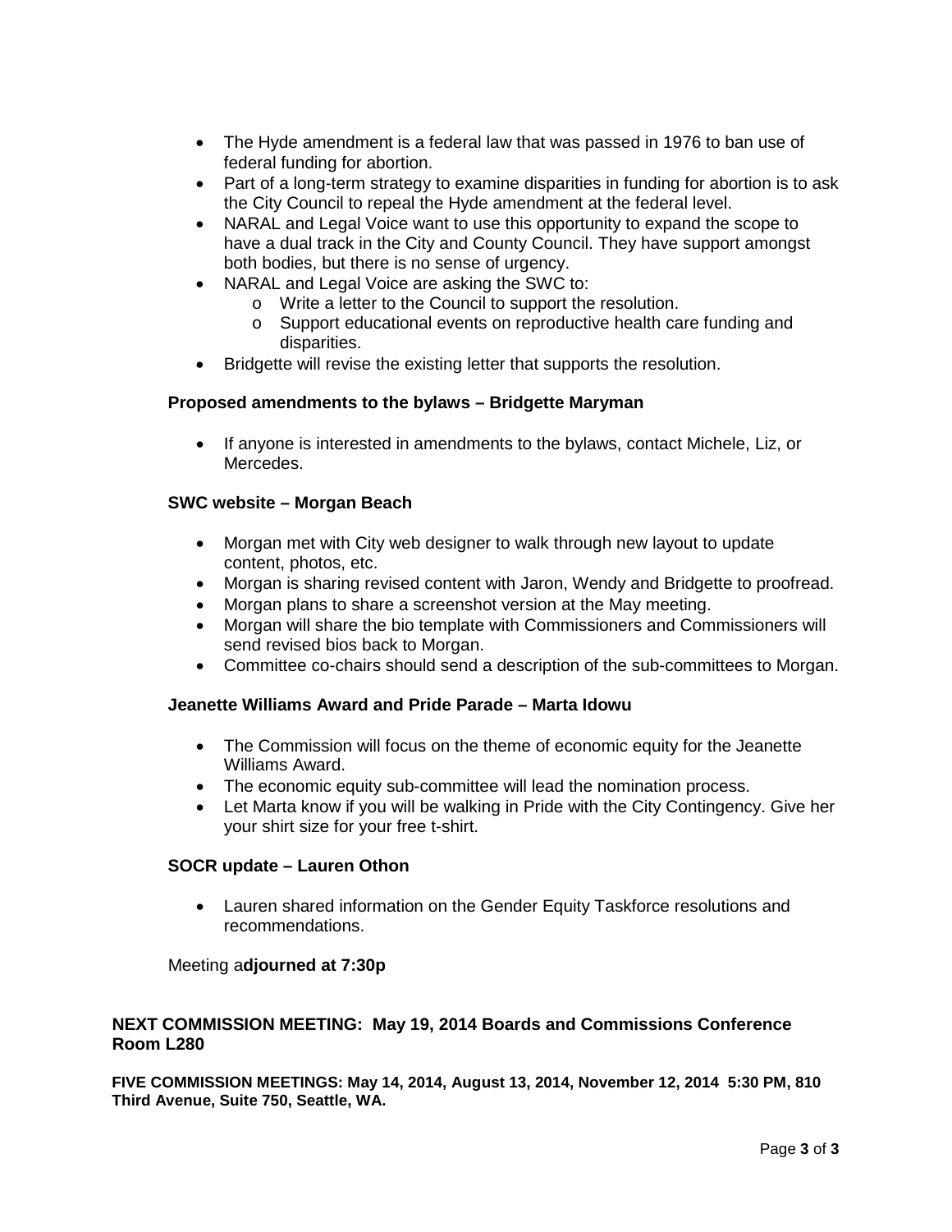- The Hyde amendment is a federal law that was passed in 1976 to ban use of federal funding for abortion.
- Part of a long-term strategy to examine disparities in funding for abortion is to ask the City Council to repeal the Hyde amendment at the federal level.
- NARAL and Legal Voice want to use this opportunity to expand the scope to have a dual track in the City and County Council. They have support amongst both bodies, but there is no sense of urgency.
- NARAL and Legal Voice are asking the SWC to:
  - Write a letter to the Council to support the resolution.
  - Support educational events on reproductive health care funding and disparities.
- Bridgette will revise the existing letter that supports the resolution.

**Proposed amendments to the bylaws – Bridgette Maryman**

- If anyone is interested in amendments to the bylaws, contact Michele, Liz, or Mercedes.

**SWC website – Morgan Beach**

- Morgan met with City web designer to walk through new layout to update content, photos, etc.
- Morgan is sharing revised content with Jaron, Wendy and Bridgette to proofread.
- Morgan plans to share a screenshot version at the May meeting.
- Morgan will share the bio template with Commissioners and Commissioners will send revised bios back to Morgan.
- Committee co-chairs should send a description of the sub-committees to Morgan.

**Jeanette Williams Award and Pride Parade – Marta Idowu**

- The Commission will focus on the theme of economic equity for the Jeanette Williams Award.
- The economic equity sub-committee will lead the nomination process.
- Let Marta know if you will be walking in Pride with the City Contingency. Give her your shirt size for your free t-shirt.

**SOCR update – Lauren Othon**

- Lauren shared information on the Gender Equity Taskforce resolutions and recommendations.

Meeting a**djourned at 7:30p**

**NEXT COMMISSION MEETING: May 19, 2014 Boards and Commissions Conference Room L280**

**FIVE COMMISSION MEETINGS: May 14, 2014, August 13, 2014, November 12, 2014 5:30 PM, 810 Third Avenue, Suite 750, Seattle, WA.**